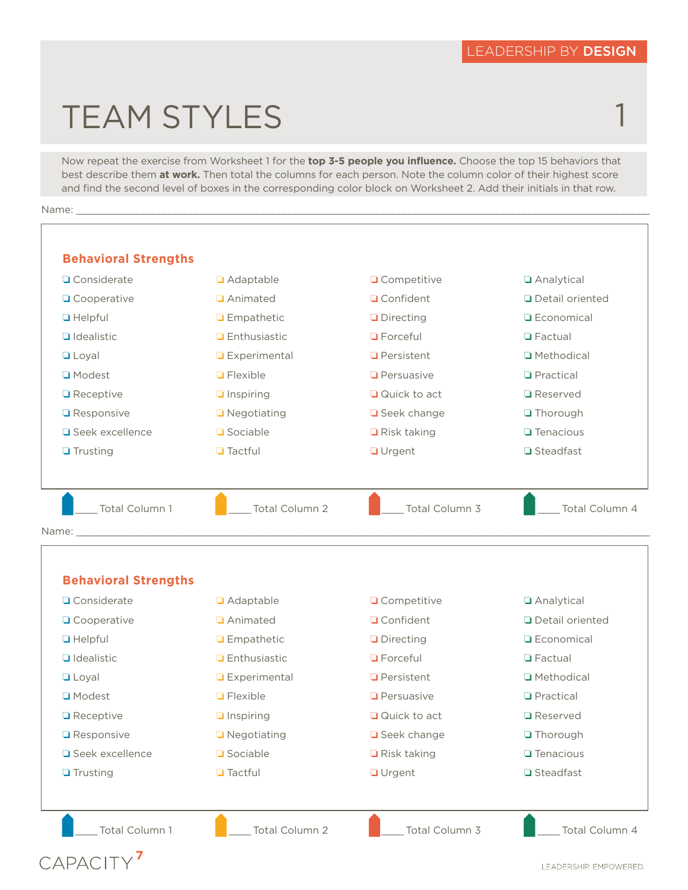LEADERSHIP BY **DESIGN**

# TEAM STYLES 1

Now repeat the exercise from Worksheet 1 for the **top 3-5 people you influence.** Choose the top 15 behaviors that best describe them **at work.** Then total the columns for each person. Note the column color of their highest score and find the second level of boxes in the corresponding color block on Worksheet 2. Add their initials in that row.

Name: ____________________________________________

## Behavioral Strengths

| | | | |
|---|---|---|---|
| ❏ Considerate | ❏ Adaptable | ❏ Competitive | ❏ Analytical |
| ❏ Cooperative | ❏ Animated | ❏ Confident | ❏ Detail oriented |
| ❏ Helpful | ❏ Empathetic | ❏ Directing | ❏ Economical |
| ❏ Idealistic | ❏ Enthusiastic | ❏ Forceful | ❏ Factual |
| ❏ Loyal | ❏ Experimental | ❏ Persistent | ❏ Methodical |
| ❏ Modest | ❏ Flexible | ❏ Persuasive | ❏ Practical |
| ❏ Receptive | ❏ Inspiring | ❏ Quick to act | ❏ Reserved |
| ❏ Responsive | ❏ Negotiating | ❏ Seek change | ❏ Thorough |
| ❏ Seek excellence | ❏ Sociable | ❏ Risk taking | ❏ Tenacious |
| ❏ Trusting | ❏ Tactful | ❏ Urgent | ❏ Steadfast |

____ Total Column 1 ____ Total Column 2 ____ Total Column 3 ____ Total Column 4

Name: ____________________________________________

## Behavioral Strengths

| | | | |
|---|---|---|---|
| ❏ Considerate | ❏ Adaptable | ❏ Competitive | ❏ Analytical |
| ❏ Cooperative | ❏ Animated | ❏ Confident | ❏ Detail oriented |
| ❏ Helpful | ❏ Empathetic | ❏ Directing | ❏ Economical |
| ❏ Idealistic | ❏ Enthusiastic | ❏ Forceful | ❏ Factual |
| ❏ Loyal | ❏ Experimental | ❏ Persistent | ❏ Methodical |
| ❏ Modest | ❏ Flexible | ❏ Persuasive | ❏ Practical |
| ❏ Receptive | ❏ Inspiring | ❏ Quick to act | ❏ Reserved |
| ❏ Responsive | ❏ Negotiating | ❏ Seek change | ❏ Thorough |
| ❏ Seek excellence | ❏ Sociable | ❏ Risk taking | ❏ Tenacious |
| ❏ Trusting | ❏ Tactful | ❏ Urgent | ❏ Steadfast |

____ Total Column 1 ____ Total Column 2 ____ Total Column 3 ____ Total Column 4

CAPACITY 7

LEADERSHIP. EMPOWERED.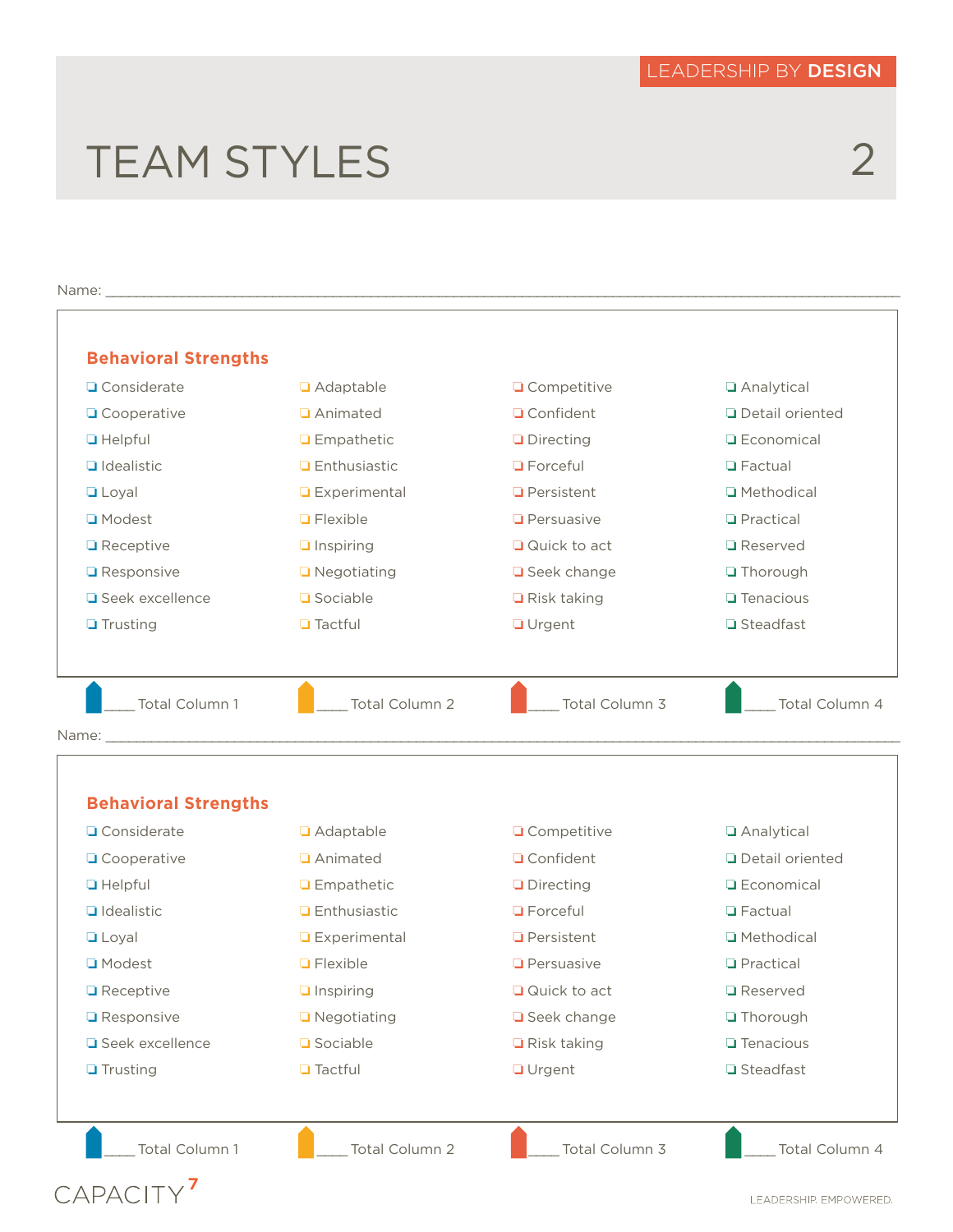LEADERSHIP BY **DESIGN**

# TEAM STYLES

Name: ____________________________________________

## Behavioral Strengths

| | | | |
|---|---|---|---|
| ❑ Considerate | ❑ Adaptable | ❑ Competitive | ❑ Analytical |
| ❑ Cooperative | ❑ Animated | ❑ Confident | ❑ Detail oriented |
| ❑ Helpful | ❑ Empathetic | ❑ Directing | ❑ Economical |
| ❑ Idealistic | ❑ Enthusiastic | ❑ Forceful | ❑ Factual |
| ❑ Loyal | ❑ Experimental | ❑ Persistent | ❑ Methodical |
| ❑ Modest | ❑ Flexible | ❑ Persuasive | ❑ Practical |
| ❑ Receptive | ❑ Inspiring | ❑ Quick to act | ❑ Reserved |
| ❑ Responsive | ❑ Negotiating | ❑ Seek change | ❑ Thorough |
| ❑ Seek excellence | ❑ Sociable | ❑ Risk taking | ❑ Tenacious |
| ❑ Trusting | ❑ Tactful | ❑ Urgent | ❑ Steadfast |

____ Total Column 1 ____ Total Column 2 ____ Total Column 3 ____ Total Column 4

Name: ____________________________________________

## Behavioral Strengths

| | | | |
|---|---|---|---|
| ❑ Considerate | ❑ Adaptable | ❑ Competitive | ❑ Analytical |
| ❑ Cooperative | ❑ Animated | ❑ Confident | ❑ Detail oriented |
| ❑ Helpful | ❑ Empathetic | ❑ Directing | ❑ Economical |
| ❑ Idealistic | ❑ Enthusiastic | ❑ Forceful | ❑ Factual |
| ❑ Loyal | ❑ Experimental | ❑ Persistent | ❑ Methodical |
| ❑ Modest | ❑ Flexible | ❑ Persuasive | ❑ Practical |
| ❑ Receptive | ❑ Inspiring | ❑ Quick to act | ❑ Reserved |
| ❑ Responsive | ❑ Negotiating | ❑ Seek change | ❑ Thorough |
| ❑ Seek excellence | ❑ Sociable | ❑ Risk taking | ❑ Tenacious |
| ❑ Trusting | ❑ Tactful | ❑ Urgent | ❑ Steadfast |

____ Total Column 1 ____ Total Column 2 ____ Total Column 3 ____ Total Column 4

CAPACITY 7

LEADERSHIP. EMPOWERED.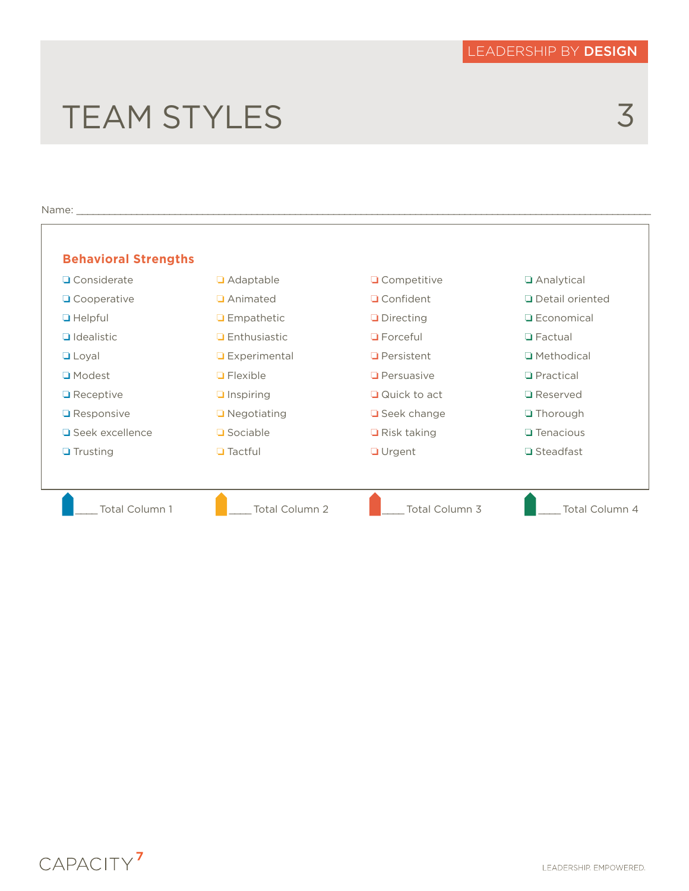LEADERSHIP BY **DESIGN**

# TEAM STYLES

Name: ______________________________________________

## Behavioral Strengths

| Column 1 | Column 2 | Column 3 | Column 4 |
| --- | --- | --- | --- |
| ❏ Considerate | ❏ Adaptable | ❏ Competitive | ❏ Analytical |
| ❏ Cooperative | ❏ Animated | ❏ Confident | ❏ Detail oriented |
| ❏ Helpful | ❏ Empathetic | ❏ Directing | ❏ Economical |
| ❏ Idealistic | ❏ Enthusiastic | ❏ Forceful | ❏ Factual |
| ❏ Loyal | ❏ Experimental | ❏ Persistent | ❏ Methodical |
| ❏ Modest | ❏ Flexible | ❏ Persuasive | ❏ Practical |
| ❏ Receptive | ❏ Inspiring | ❏ Quick to act | ❏ Reserved |
| ❏ Responsive | ❏ Negotiating | ❏ Seek change | ❏ Thorough |
| ❏ Seek excellence | ❏ Sociable | ❏ Risk taking | ❏ Tenacious |
| ❏ Trusting | ❏ Tactful | ❏ Urgent | ❏ Steadfast |
| ____ Total Column 1 | ____ Total Column 2 | ____ Total Column 3 | ____ Total Column 4 |

CAPACITY 7

LEADERSHIP. EMPOWERED.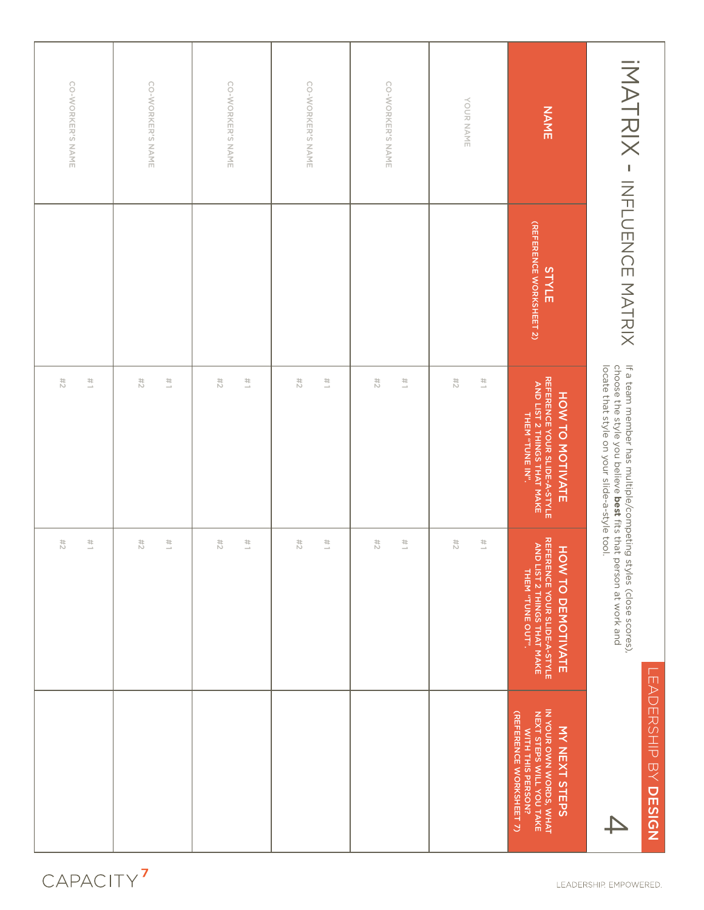# iMATRIX - INFLUENCE MATRIX

LEADERSHIP BY **DESIGN**

4

If a team member has multiple/competing styles (close scores), choose the style you believe **best** fits that person at work and locate that style on your slide-a-style tool.

| NAME | STYLE (REFERENCE WORKSHEET 2) | HOW TO MOTIVATE REFERENCE YOUR SLIDE-A-STYLE AND LIST 2 THINGS THAT MAKE THEM "TUNE IN". | HOW TO DEMOTIVATE REFERENCE YOUR SLIDE-A-STYLE AND LIST 2 THINGS THAT MAKE THEM "TUNE OUT". | MY NEXT STEPS IN YOUR OWN WORDS, WHAT NEXT STEPS WILL YOU TAKE WITH THIS PERSON? (REFERENCE WORKSHEET 7) |
|---|---|---|---|---|
| YOUR NAME | | #1<br>#2 | #1<br>#2 | |
| CO-WORKER'S NAME | | #1<br>#2 | #1<br>#2 | |
| CO-WORKER'S NAME | | #1<br>#2 | #1<br>#2 | |
| CO-WORKER'S NAME | | #1<br>#2 | #1<br>#2 | |
| CO-WORKER'S NAME | | #1<br>#2 | #1<br>#2 | |
| CO-WORKER'S NAME | | #1<br>#2 | #1<br>#2 | |

CAPACITY[7]

LEADERSHIP. EMPOWERED.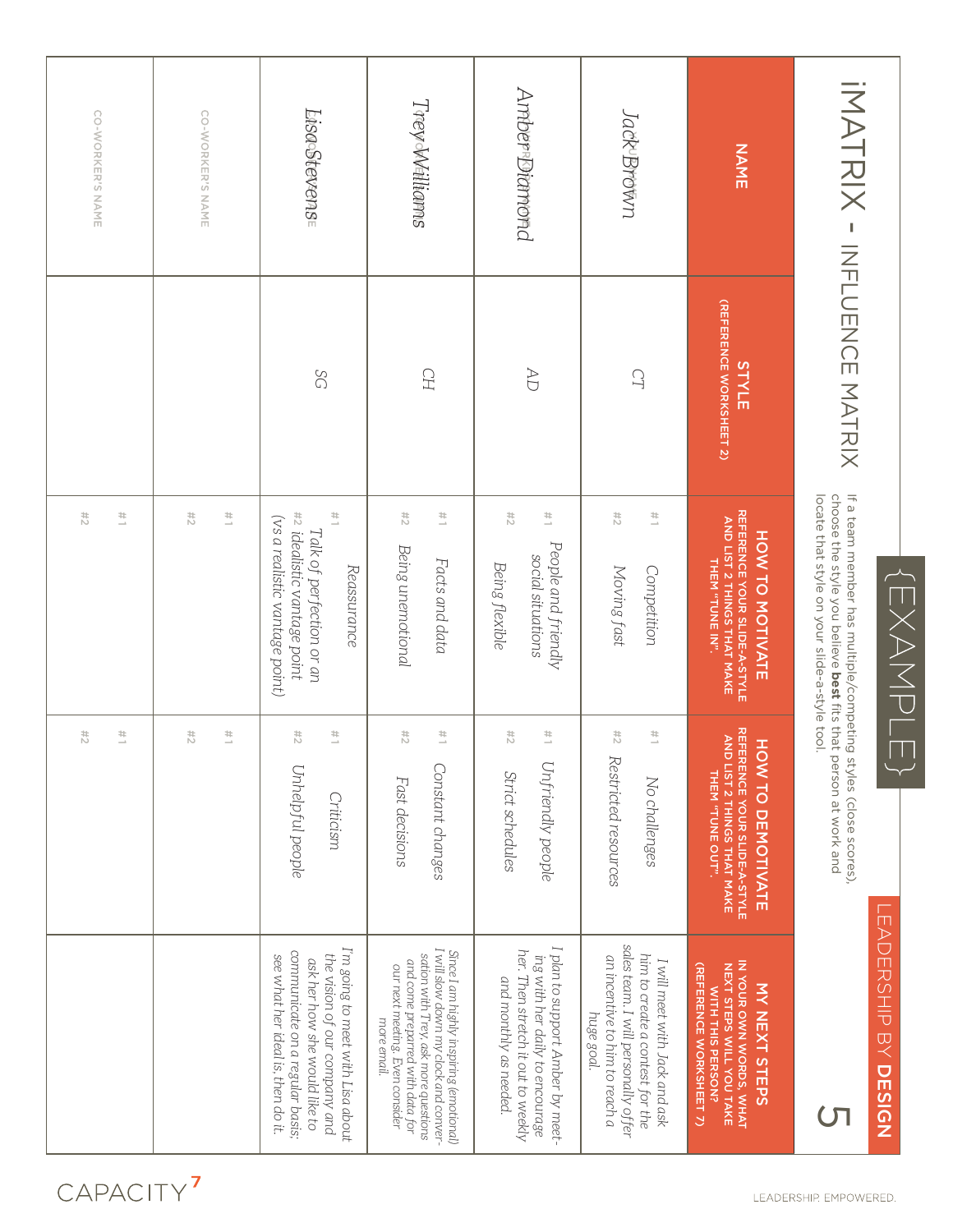# iMATRIX - INFLUENCE MATRIX

LEADERSHIP BY **DESIGN**

{EXAMPLE}

If a team member has multiple/competing styles (close scores), choose the style you believe **best** fits that person at work and locate that style on your slide-a-style tool.

| NAME | STYLE (REFERENCE WORKSHEET 2) | HOW TO MOTIVATE REFERENCE YOUR SLIDE-A-STYLE AND LIST 2 THINGS THAT MAKE THEM "TUNE IN". | HOW TO DEMOTIVATE REFERENCE YOUR SLIDE-A-STYLE AND LIST 2 THINGS THAT MAKE THEM "TUNE OUT". | MY NEXT STEPS IN YOUR OWN WORDS, WHAT NEXT STEPS WILL YOU TAKE WITH THIS PERSON? (REFERENCE WORKSHEET 7) |
|---|---|---|---|---|
| *Jack Brown* | *CT* | #1 *Competition* #2 *Moving fast* | #1 *No challenges* #2 *Restricted resources* | *I will meet with Jack and ask him to create a contest for the sales team. I will personally offer an incentive to him to reach a huge goal.* |
| *Amber Diamond* | *AD* | #1 *People and friendly social situations* #2 *Being flexible* | #1 *Unfriendly people* #2 *Strict schedules* | *I plan to support Amber by meeting with her daily to encourage her. Then stretch it out to weekly and monthly as needed.* |
| *Trey Williams* | *CH* | #1 *Facts and data* #2 *Being unemotional* | #1 *Constant changes* #2 *Fast decisions* | *Since I am highly inspiring (emotional) I will slow down my clock and conversation with Trey, ask more questions and come prepared with data for our next meeting. Even consider more email.* |
| *Lisa Stevens* | *SG* | #1 *Reassurance* #2 *Talk of perfection or an idealistic vantage point (vs a realistic vantage point)* | #1 *Criticism* #2 *Unhelpful people* | *I'm going to meet with Lisa about the vision of our company and ask her how she would like to communicate on a regular basis; see what her ideal is, then do it.* |
| CO-WORKER'S NAME | | #1 #2 | #1 #2 | |
| CO-WORKER'S NAME | | #1 #2 | #1 #2 | |

CAPACITY[7]

LEADERSHIP. EMPOWERED.